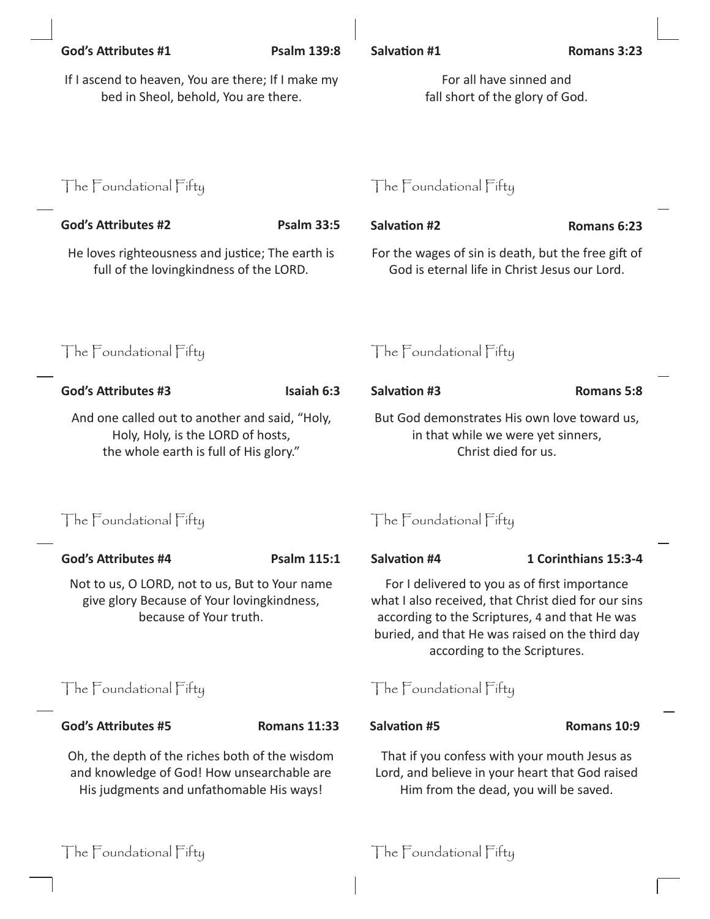**God's Attributes #1** **Psalm 139:8**

If I ascend to heaven, You are there; If I make my bed in Sheol, behold, You are there.

The Foundational Fifty

---

**God's Attributes #2** **Psalm 33:5**

He loves righteousness and justice; The earth is full of the lovingkindness of the LORD.

The Foundational Fifty

---

**God's Attributes #3** **Isaiah 6:3**

And one called out to another and said, "Holy, Holy, Holy, is the LORD of hosts, the whole earth is full of His glory."

The Foundational Fifty

---

**God's Attributes #4** **Psalm 115:1**

Not to us, O LORD, not to us, But to Your name give glory Because of Your lovingkindness, because of Your truth.

The Foundational Fifty

---

**God's Attributes #5** **Romans 11:33**

Oh, the depth of the riches both of the wisdom and knowledge of God! How unsearchable are His judgments and unfathomable His ways!

The Foundational Fifty

---

**Salvation #1** **Romans 3:23**

For all have sinned and fall short of the glory of God.

The Foundational Fifty

---

**Salvation #2** **Romans 6:23**

For the wages of sin is death, but the free gift of God is eternal life in Christ Jesus our Lord.

The Foundational Fifty

---

**Salvation #3** **Romans 5:8**

But God demonstrates His own love toward us, in that while we were yet sinners, Christ died for us.

The Foundational Fifty

---

**Salvation #4** **1 Corinthians 15:3-4**

For I delivered to you as of first importance what I also received, that Christ died for our sins according to the Scriptures, 4 and that He was buried, and that He was raised on the third day according to the Scriptures.

The Foundational Fifty

---

**Salvation #5** **Romans 10:9**

That if you confess with your mouth Jesus as Lord, and believe in your heart that God raised Him from the dead, you will be saved.

The Foundational Fifty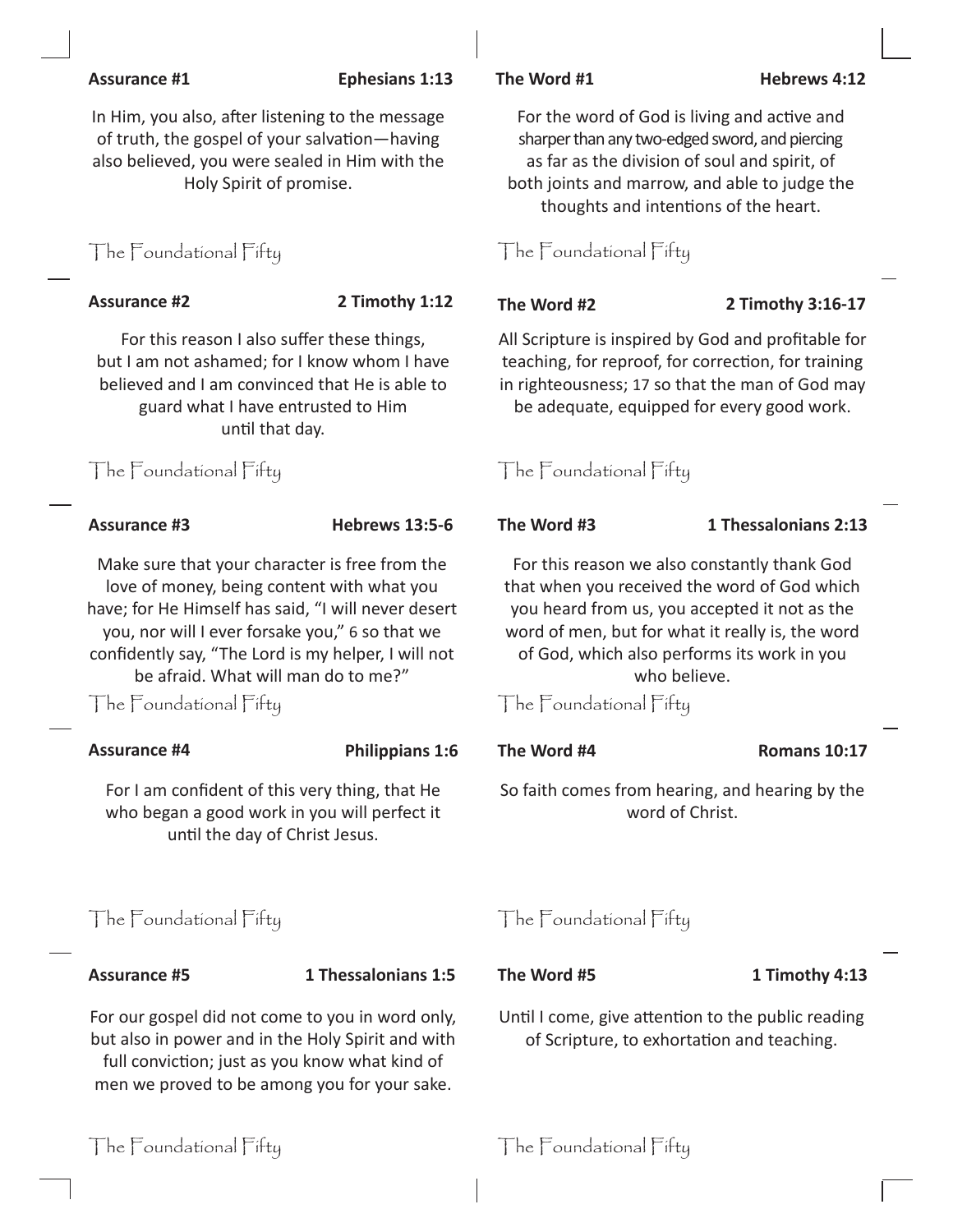**Assurance #1** **Ephesians 1:13**

In Him, you also, after listening to the message of truth, the gospel of your salvation—having also believed, you were sealed in Him with the Holy Spirit of promise.

The Foundational Fifty

**Assurance #2** **2 Timothy 1:12**

For this reason I also suffer these things, but I am not ashamed; for I know whom I have believed and I am convinced that He is able to guard what I have entrusted to Him until that day.

The Foundational Fifty

**Assurance #3** **Hebrews 13:5-6**

Make sure that your character is free from the love of money, being content with what you have; for He Himself has said, "I will never desert you, nor will I ever forsake you," 6 so that we confidently say, "The Lord is my helper, I will not be afraid. What will man do to me?"

The Foundational Fifty

**Assurance #4** **Philippians 1:6**

For I am confident of this very thing, that He who began a good work in you will perfect it until the day of Christ Jesus.

The Foundational Fifty

**Assurance #5** **1 Thessalonians 1:5**

For our gospel did not come to you in word only, but also in power and in the Holy Spirit and with full conviction; just as you know what kind of men we proved to be among you for your sake.

The Foundational Fifty

**The Word #1** **Hebrews 4:12**

For the word of God is living and active and sharper than any two-edged sword, and piercing as far as the division of soul and spirit, of both joints and marrow, and able to judge the thoughts and intentions of the heart.

The Foundational Fifty

**The Word #2** **2 Timothy 3:16-17**

All Scripture is inspired by God and profitable for teaching, for reproof, for correction, for training in righteousness; 17 so that the man of God may be adequate, equipped for every good work.

The Foundational Fifty

**The Word #3** **1 Thessalonians 2:13**

For this reason we also constantly thank God that when you received the word of God which you heard from us, you accepted it not as the word of men, but for what it really is, the word of God, which also performs its work in you who believe.

The Foundational Fifty

**The Word #4** **Romans 10:17**

So faith comes from hearing, and hearing by the word of Christ.

The Foundational Fifty

**The Word #5** **1 Timothy 4:13**

Until I come, give attention to the public reading of Scripture, to exhortation and teaching.

The Foundational Fifty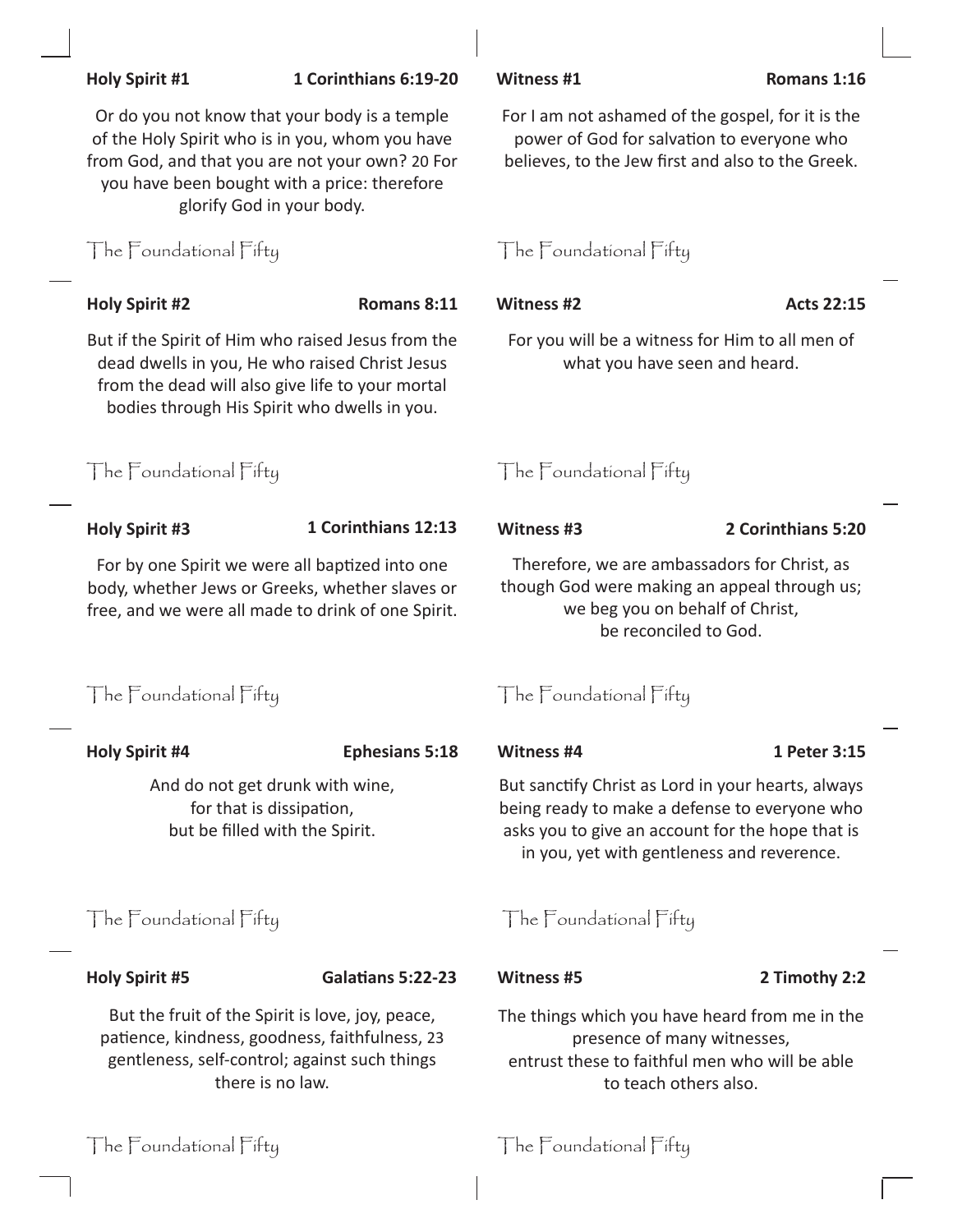**Holy Spirit #1** **1 Corinthians 6:19-20**

Or do you not know that your body is a temple of the Holy Spirit who is in you, whom you have from God, and that you are not your own? 20 For you have been bought with a price: therefore glorify God in your body.

The Foundational Fifty

**Holy Spirit #2** **Romans 8:11**

But if the Spirit of Him who raised Jesus from the dead dwells in you, He who raised Christ Jesus from the dead will also give life to your mortal bodies through His Spirit who dwells in you.

The Foundational Fifty

**Holy Spirit #3** **1 Corinthians 12:13**

For by one Spirit we were all baptized into one body, whether Jews or Greeks, whether slaves or free, and we were all made to drink of one Spirit.

The Foundational Fifty

**Holy Spirit #4** **Ephesians 5:18**

And do not get drunk with wine,
for that is dissipation,
but be filled with the Spirit.

The Foundational Fifty

**Holy Spirit #5** **Galatians 5:22-23**

But the fruit of the Spirit is love, joy, peace, patience, kindness, goodness, faithfulness, 23 gentleness, self-control; against such things there is no law.

The Foundational Fifty

**Witness #1** **Romans 1:16**

For I am not ashamed of the gospel, for it is the power of God for salvation to everyone who believes, to the Jew first and also to the Greek.

The Foundational Fifty

**Witness #2** **Acts 22:15**

For you will be a witness for Him to all men of what you have seen and heard.

The Foundational Fifty

**Witness #3** **2 Corinthians 5:20**

Therefore, we are ambassadors for Christ, as though God were making an appeal through us; we beg you on behalf of Christ,
be reconciled to God.

The Foundational Fifty

**Witness #4** **1 Peter 3:15**

But sanctify Christ as Lord in your hearts, always being ready to make a defense to everyone who asks you to give an account for the hope that is in you, yet with gentleness and reverence.

The Foundational Fifty

**Witness #5** **2 Timothy 2:2**

The things which you have heard from me in the presence of many witnesses,
entrust these to faithful men who will be able to teach others also.

The Foundational Fifty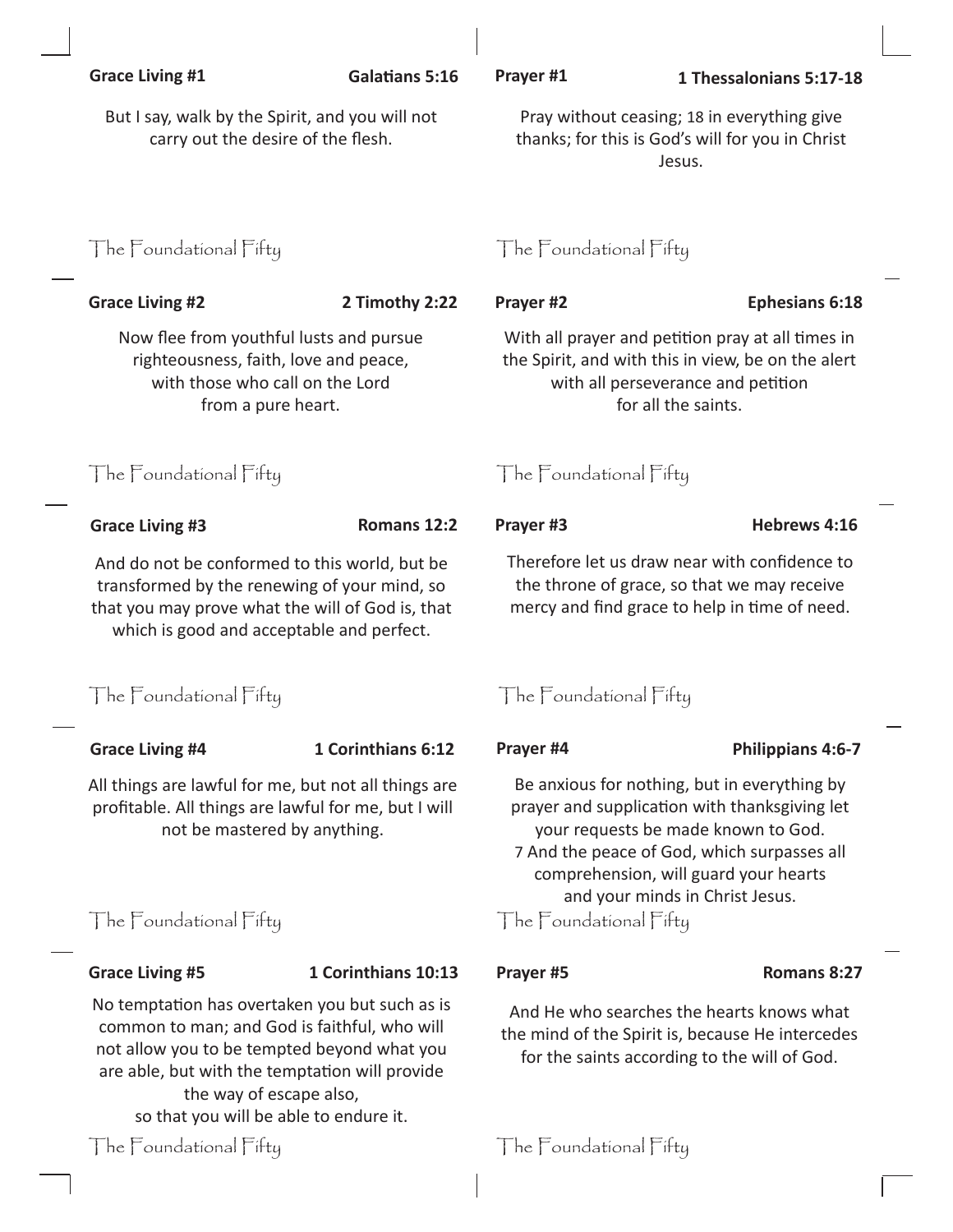**Grace Living #1** **Galatians 5:16**

But I say, walk by the Spirit, and you will not carry out the desire of the flesh.

The Foundational Fifty

**Grace Living #2** **2 Timothy 2:22**

Now flee from youthful lusts and pursue righteousness, faith, love and peace, with those who call on the Lord from a pure heart.

The Foundational Fifty

**Grace Living #3** **Romans 12:2**

And do not be conformed to this world, but be transformed by the renewing of your mind, so that you may prove what the will of God is, that which is good and acceptable and perfect.

The Foundational Fifty

**Grace Living #4** **1 Corinthians 6:12**

All things are lawful for me, but not all things are profitable. All things are lawful for me, but I will not be mastered by anything.

The Foundational Fifty

**Grace Living #5** **1 Corinthians 10:13**

No temptation has overtaken you but such as is common to man; and God is faithful, who will not allow you to be tempted beyond what you are able, but with the temptation will provide the way of escape also, so that you will be able to endure it.

The Foundational Fifty

**Prayer #1** **1 Thessalonians 5:17-18**

Pray without ceasing; 18 in everything give thanks; for this is God's will for you in Christ Jesus.

The Foundational Fifty

**Prayer #2** **Ephesians 6:18**

With all prayer and petition pray at all times in the Spirit, and with this in view, be on the alert with all perseverance and petition for all the saints.

The Foundational Fifty

**Prayer #3** **Hebrews 4:16**

Therefore let us draw near with confidence to the throne of grace, so that we may receive mercy and find grace to help in time of need.

The Foundational Fifty

**Prayer #4** **Philippians 4:6-7**

Be anxious for nothing, but in everything by prayer and supplication with thanksgiving let your requests be made known to God. 7 And the peace of God, which surpasses all comprehension, will guard your hearts and your minds in Christ Jesus.

The Foundational Fifty

**Prayer #5** **Romans 8:27**

And He who searches the hearts knows what the mind of the Spirit is, because He intercedes for the saints according to the will of God.

The Foundational Fifty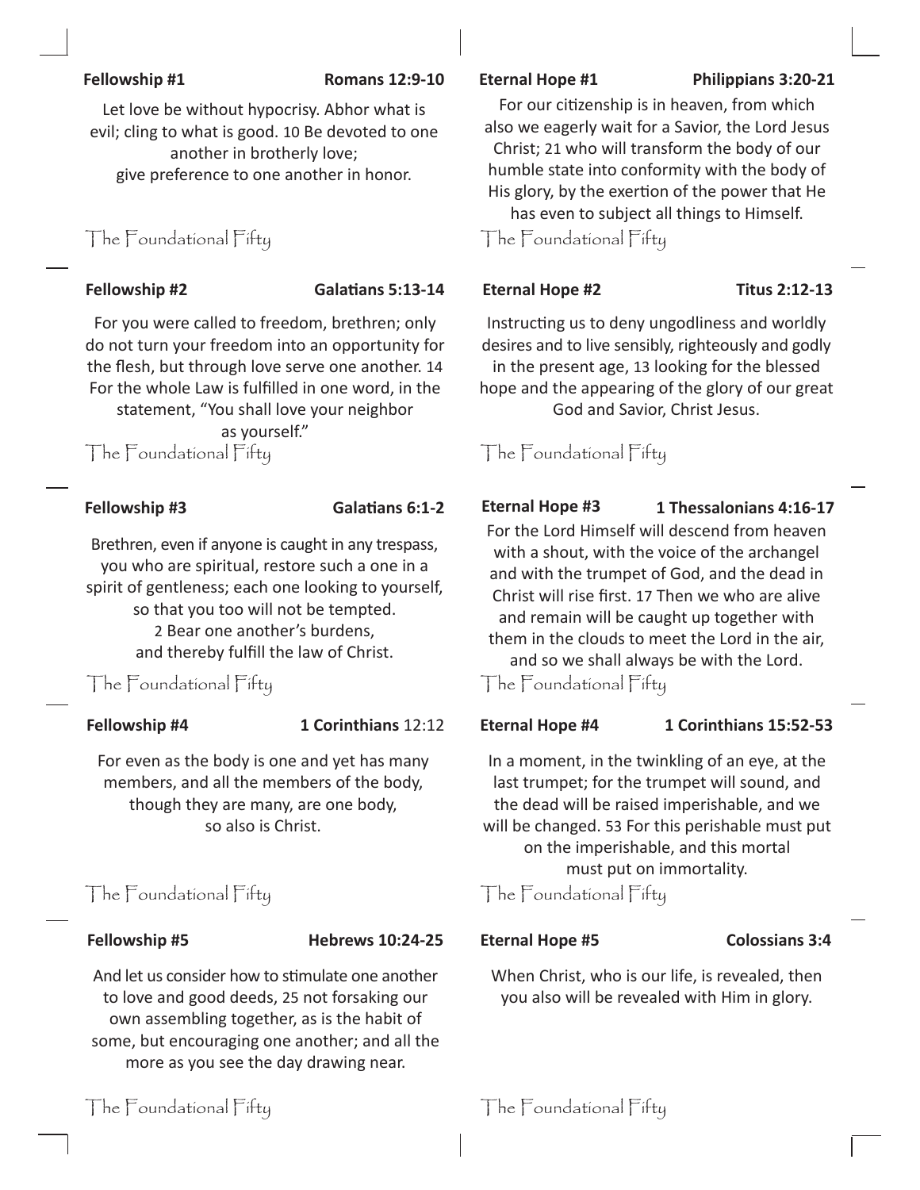**Fellowship #1** **Romans 12:9-10**

Let love be without hypocrisy. Abhor what is evil; cling to what is good. 10 Be devoted to one another in brotherly love; give preference to one another in honor.

The Foundational Fifty

**Fellowship #2** **Galatians 5:13-14**

For you were called to freedom, brethren; only do not turn your freedom into an opportunity for the flesh, but through love serve one another. 14 For the whole Law is fulfilled in one word, in the statement, "You shall love your neighbor as yourself."

The Foundational Fifty

**Fellowship #3** **Galatians 6:1-2**

Brethren, even if anyone is caught in any trespass, you who are spiritual, restore such a one in a spirit of gentleness; each one looking to yourself, so that you too will not be tempted. 2 Bear one another's burdens, and thereby fulfill the law of Christ.

The Foundational Fifty

**Fellowship #4** **1 Corinthians** 12:12

For even as the body is one and yet has many members, and all the members of the body, though they are many, are one body, so also is Christ.

The Foundational Fifty

**Fellowship #5** **Hebrews 10:24-25**

And let us consider how to stimulate one another to love and good deeds, 25 not forsaking our own assembling together, as is the habit of some, but encouraging one another; and all the more as you see the day drawing near.

The Foundational Fifty

**Eternal Hope #1** **Philippians 3:20-21**

For our citizenship is in heaven, from which also we eagerly wait for a Savior, the Lord Jesus Christ; 21 who will transform the body of our humble state into conformity with the body of His glory, by the exertion of the power that He has even to subject all things to Himself.

The Foundational Fifty

**Eternal Hope #2** **Titus 2:12-13**

Instructing us to deny ungodliness and worldly desires and to live sensibly, righteously and godly in the present age, 13 looking for the blessed hope and the appearing of the glory of our great God and Savior, Christ Jesus.

The Foundational Fifty

**Eternal Hope #3** **1 Thessalonians 4:16-17**

For the Lord Himself will descend from heaven with a shout, with the voice of the archangel and with the trumpet of God, and the dead in Christ will rise first. 17 Then we who are alive and remain will be caught up together with them in the clouds to meet the Lord in the air, and so we shall always be with the Lord.

The Foundational Fifty

**Eternal Hope #4** **1 Corinthians 15:52-53**

In a moment, in the twinkling of an eye, at the last trumpet; for the trumpet will sound, and the dead will be raised imperishable, and we will be changed. 53 For this perishable must put on the imperishable, and this mortal must put on immortality.

The Foundational Fifty

**Eternal Hope #5** **Colossians 3:4**

When Christ, who is our life, is revealed, then you also will be revealed with Him in glory.

The Foundational Fifty